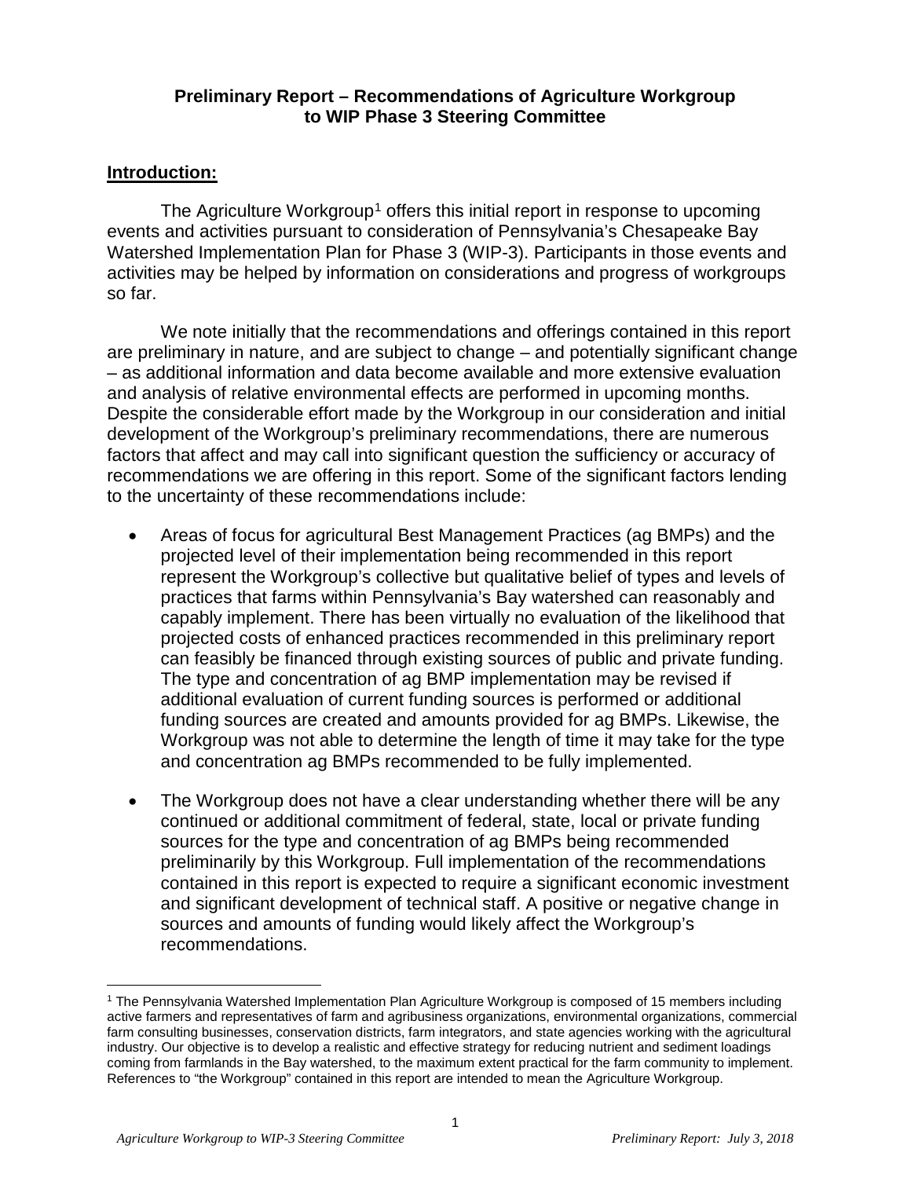**Preliminary Report – Recommendations of Agriculture Workgroup to WIP Phase 3 Steering Committee**

## Introduction:

The Agriculture Workgroup[1] offers this initial report in response to upcoming events and activities pursuant to consideration of Pennsylvania's Chesapeake Bay Watershed Implementation Plan for Phase 3 (WIP-3). Participants in those events and activities may be helped by information on considerations and progress of workgroups so far.

We note initially that the recommendations and offerings contained in this report are preliminary in nature, and are subject to change – and potentially significant change – as additional information and data become available and more extensive evaluation and analysis of relative environmental effects are performed in upcoming months. Despite the considerable effort made by the Workgroup in our consideration and initial development of the Workgroup's preliminary recommendations, there are numerous factors that affect and may call into significant question the sufficiency or accuracy of recommendations we are offering in this report. Some of the significant factors lending to the uncertainty of these recommendations include:

- Areas of focus for agricultural Best Management Practices (ag BMPs) and the projected level of their implementation being recommended in this report represent the Workgroup's collective but qualitative belief of types and levels of practices that farms within Pennsylvania's Bay watershed can reasonably and capably implement. There has been virtually no evaluation of the likelihood that projected costs of enhanced practices recommended in this preliminary report can feasibly be financed through existing sources of public and private funding. The type and concentration of ag BMP implementation may be revised if additional evaluation of current funding sources is performed or additional funding sources are created and amounts provided for ag BMPs. Likewise, the Workgroup was not able to determine the length of time it may take for the type and concentration ag BMPs recommended to be fully implemented.

- The Workgroup does not have a clear understanding whether there will be any continued or additional commitment of federal, state, local or private funding sources for the type and concentration of ag BMPs being recommended preliminarily by this Workgroup. Full implementation of the recommendations contained in this report is expected to require a significant economic investment and significant development of technical staff. A positive or negative change in sources and amounts of funding would likely affect the Workgroup's recommendations.

---

[1] The Pennsylvania Watershed Implementation Plan Agriculture Workgroup is composed of 15 members including active farmers and representatives of farm and agribusiness organizations, environmental organizations, commercial farm consulting businesses, conservation districts, farm integrators, and state agencies working with the agricultural industry. Our objective is to develop a realistic and effective strategy for reducing nutrient and sediment loadings coming from farmlands in the Bay watershed, to the maximum extent practical for the farm community to implement. References to "the Workgroup" contained in this report are intended to mean the Agriculture Workgroup.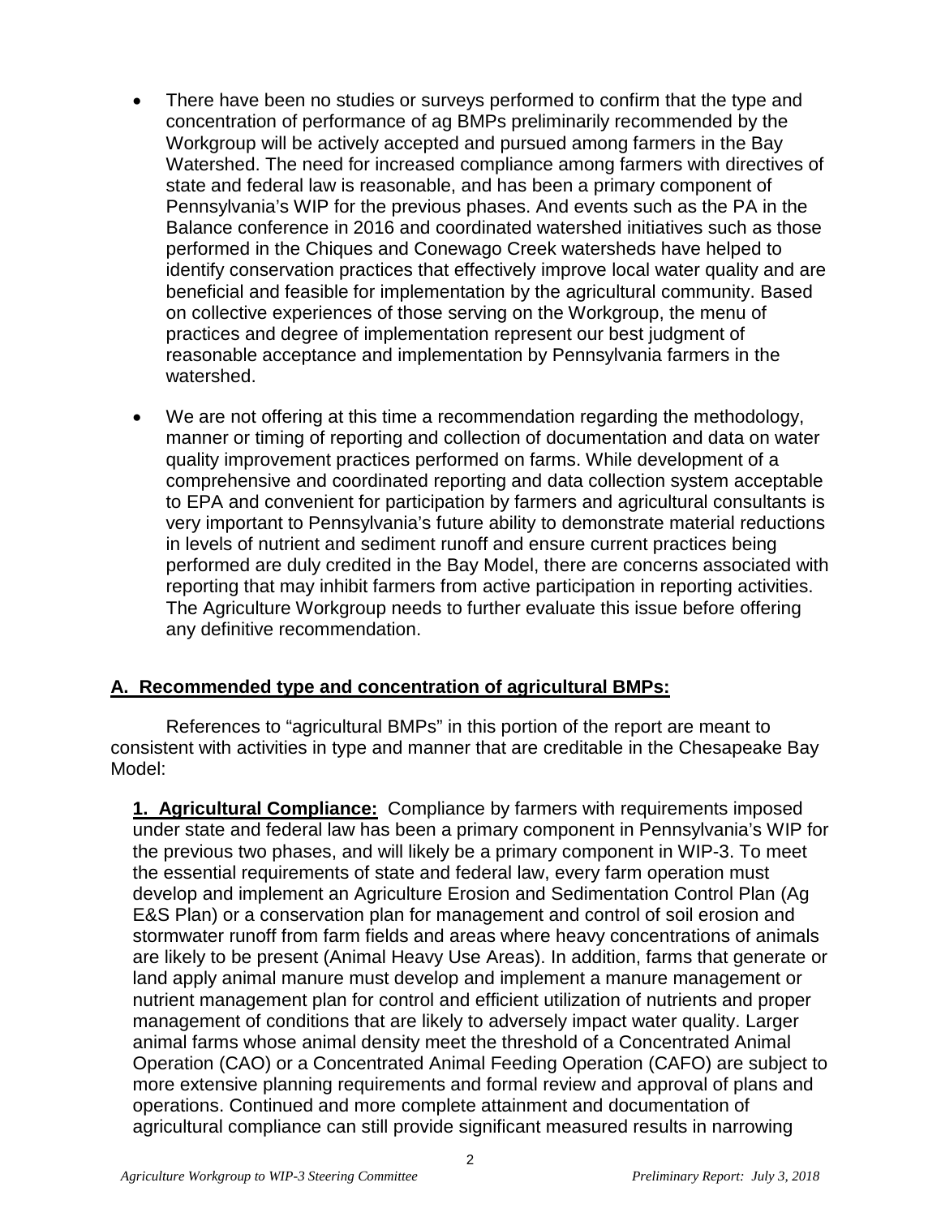- There have been no studies or surveys performed to confirm that the type and concentration of performance of ag BMPs preliminarily recommended by the Workgroup will be actively accepted and pursued among farmers in the Bay Watershed. The need for increased compliance among farmers with directives of state and federal law is reasonable, and has been a primary component of Pennsylvania's WIP for the previous phases. And events such as the PA in the Balance conference in 2016 and coordinated watershed initiatives such as those performed in the Chiques and Conewago Creek watersheds have helped to identify conservation practices that effectively improve local water quality and are beneficial and feasible for implementation by the agricultural community. Based on collective experiences of those serving on the Workgroup, the menu of practices and degree of implementation represent our best judgment of reasonable acceptance and implementation by Pennsylvania farmers in the watershed.

- We are not offering at this time a recommendation regarding the methodology, manner or timing of reporting and collection of documentation and data on water quality improvement practices performed on farms. While development of a comprehensive and coordinated reporting and data collection system acceptable to EPA and convenient for participation by farmers and agricultural consultants is very important to Pennsylvania's future ability to demonstrate material reductions in levels of nutrient and sediment runoff and ensure current practices being performed are duly credited in the Bay Model, there are concerns associated with reporting that may inhibit farmers from active participation in reporting activities. The Agriculture Workgroup needs to further evaluate this issue before offering any definitive recommendation.

## A. Recommended type and concentration of agricultural BMPs:

References to "agricultural BMPs" in this portion of the report are meant to consistent with activities in type and manner that are creditable in the Chesapeake Bay Model:

**1. Agricultural Compliance:** Compliance by farmers with requirements imposed under state and federal law has been a primary component in Pennsylvania's WIP for the previous two phases, and will likely be a primary component in WIP-3. To meet the essential requirements of state and federal law, every farm operation must develop and implement an Agriculture Erosion and Sedimentation Control Plan (Ag E&S Plan) or a conservation plan for management and control of soil erosion and stormwater runoff from farm fields and areas where heavy concentrations of animals are likely to be present (Animal Heavy Use Areas). In addition, farms that generate or land apply animal manure must develop and implement a manure management or nutrient management plan for control and efficient utilization of nutrients and proper management of conditions that are likely to adversely impact water quality. Larger animal farms whose animal density meet the threshold of a Concentrated Animal Operation (CAO) or a Concentrated Animal Feeding Operation (CAFO) are subject to more extensive planning requirements and formal review and approval of plans and operations. Continued and more complete attainment and documentation of agricultural compliance can still provide significant measured results in narrowing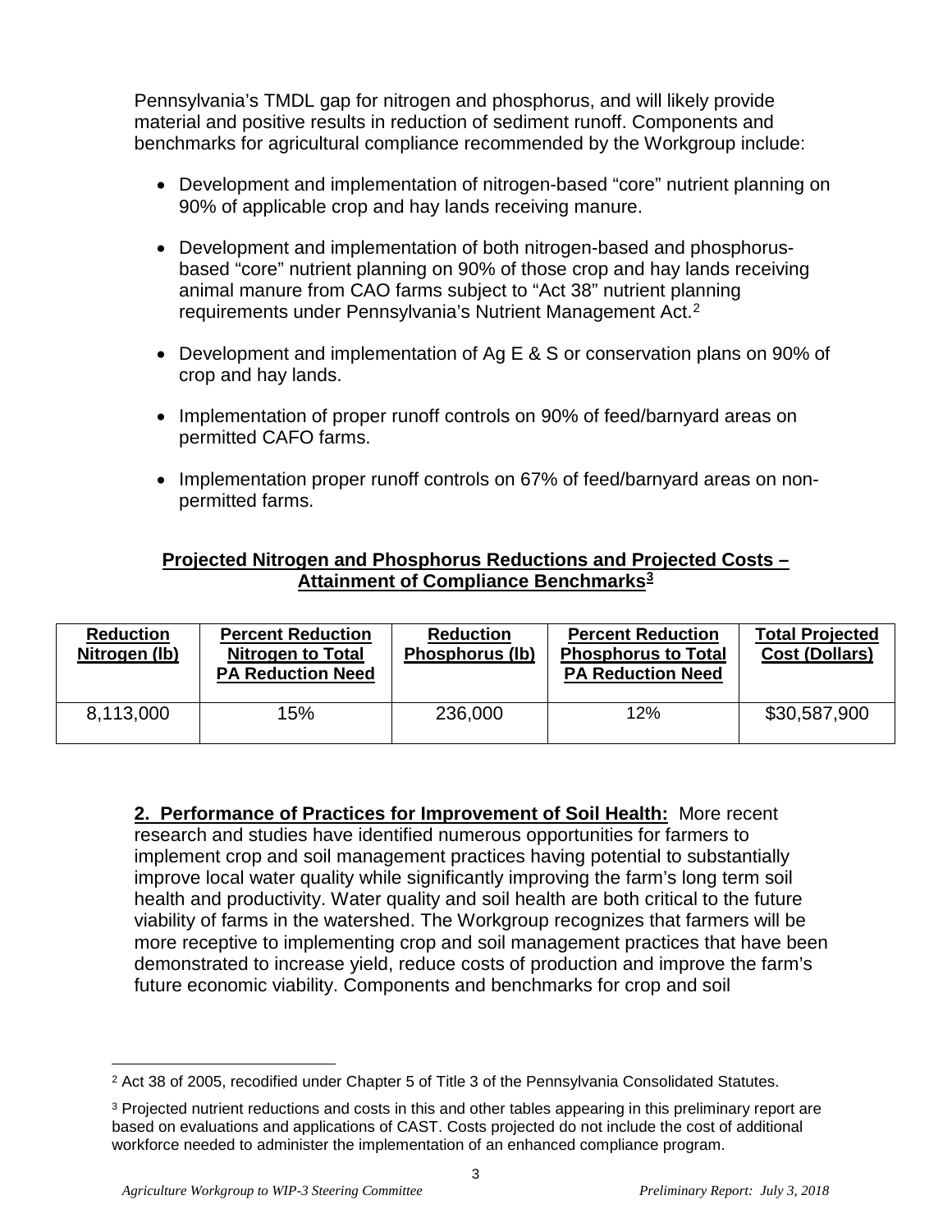Pennsylvania's TMDL gap for nitrogen and phosphorus, and will likely provide material and positive results in reduction of sediment runoff. Components and benchmarks for agricultural compliance recommended by the Workgroup include:

- Development and implementation of nitrogen-based "core" nutrient planning on 90% of applicable crop and hay lands receiving manure.
- Development and implementation of both nitrogen-based and phosphorus-based "core" nutrient planning on 90% of those crop and hay lands receiving animal manure from CAO farms subject to "Act 38" nutrient planning requirements under Pennsylvania's Nutrient Management Act.[2]
- Development and implementation of Ag E & S or conservation plans on 90% of crop and hay lands.
- Implementation of proper runoff controls on 90% of feed/barnyard areas on permitted CAFO farms.
- Implementation proper runoff controls on 67% of feed/barnyard areas on non-permitted farms.

**Projected Nitrogen and Phosphorus Reductions and Projected Costs – Attainment of Compliance Benchmarks[3]**

| Reduction Nitrogen (lb) | Percent Reduction Nitrogen to Total PA Reduction Need | Reduction Phosphorus (lb) | Percent Reduction Phosphorus to Total PA Reduction Need | Total Projected Cost (Dollars) |
|---|---|---|---|---|
| 8,113,000 | 15% | 236,000 | 12% | $30,587,900 |

**2. Performance of Practices for Improvement of Soil Health:** More recent research and studies have identified numerous opportunities for farmers to implement crop and soil management practices having potential to substantially improve local water quality while significantly improving the farm's long term soil health and productivity. Water quality and soil health are both critical to the future viability of farms in the watershed. The Workgroup recognizes that farmers will be more receptive to implementing crop and soil management practices that have been demonstrated to increase yield, reduce costs of production and improve the farm's future economic viability. Components and benchmarks for crop and soil

---

[2] Act 38 of 2005, recodified under Chapter 5 of Title 3 of the Pennsylvania Consolidated Statutes.

[3] Projected nutrient reductions and costs in this and other tables appearing in this preliminary report are based on evaluations and applications of CAST. Costs projected do not include the cost of additional workforce needed to administer the implementation of an enhanced compliance program.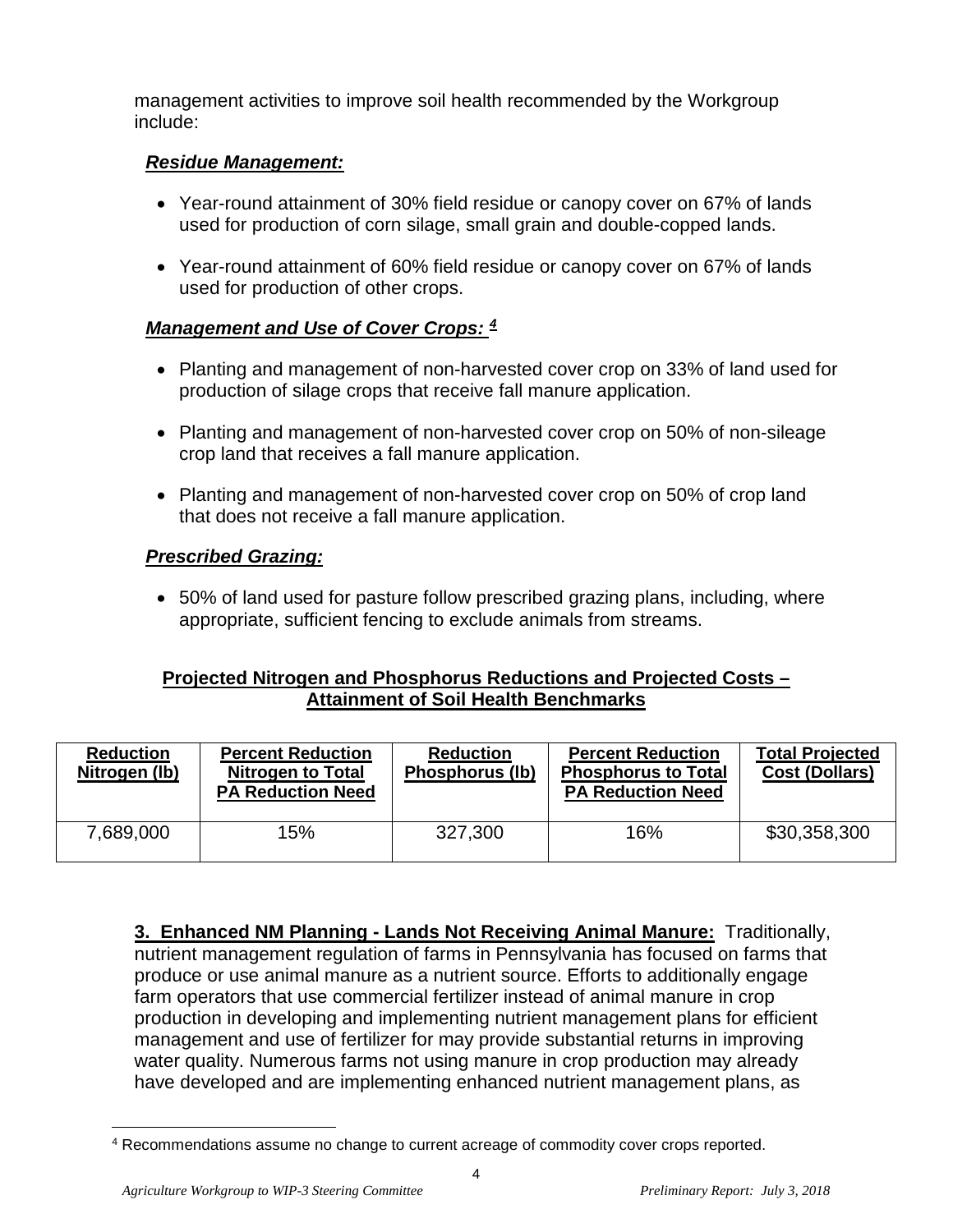management activities to improve soil health recommended by the Workgroup include:

***Residue Management:***

- Year-round attainment of 30% field residue or canopy cover on 67% of lands used for production of corn silage, small grain and double-copped lands.
- Year-round attainment of 60% field residue or canopy cover on 67% of lands used for production of other crops.

***Management and Use of Cover Crops:*** [4]

- Planting and management of non-harvested cover crop on 33% of land used for production of silage crops that receive fall manure application.
- Planting and management of non-harvested cover crop on 50% of non-sileage crop land that receives a fall manure application.
- Planting and management of non-harvested cover crop on 50% of crop land that does not receive a fall manure application.

***Prescribed Grazing:***

- 50% of land used for pasture follow prescribed grazing plans, including, where appropriate, sufficient fencing to exclude animals from streams.

**Projected Nitrogen and Phosphorus Reductions and Projected Costs – Attainment of Soil Health Benchmarks**

| Reduction Nitrogen (lb) | Percent Reduction Nitrogen to Total PA Reduction Need | Reduction Phosphorus (lb) | Percent Reduction Phosphorus to Total PA Reduction Need | Total Projected Cost (Dollars) |
|---|---|---|---|---|
| 7,689,000 | 15% | 327,300 | 16% | $30,358,300 |

**3. Enhanced NM Planning - Lands Not Receiving Animal Manure:** Traditionally, nutrient management regulation of farms in Pennsylvania has focused on farms that produce or use animal manure as a nutrient source. Efforts to additionally engage farm operators that use commercial fertilizer instead of animal manure in crop production in developing and implementing nutrient management plans for efficient management and use of fertilizer for may provide substantial returns in improving water quality. Numerous farms not using manure in crop production may already have developed and are implementing enhanced nutrient management plans, as

[4] Recommendations assume no change to current acreage of commodity cover crops reported.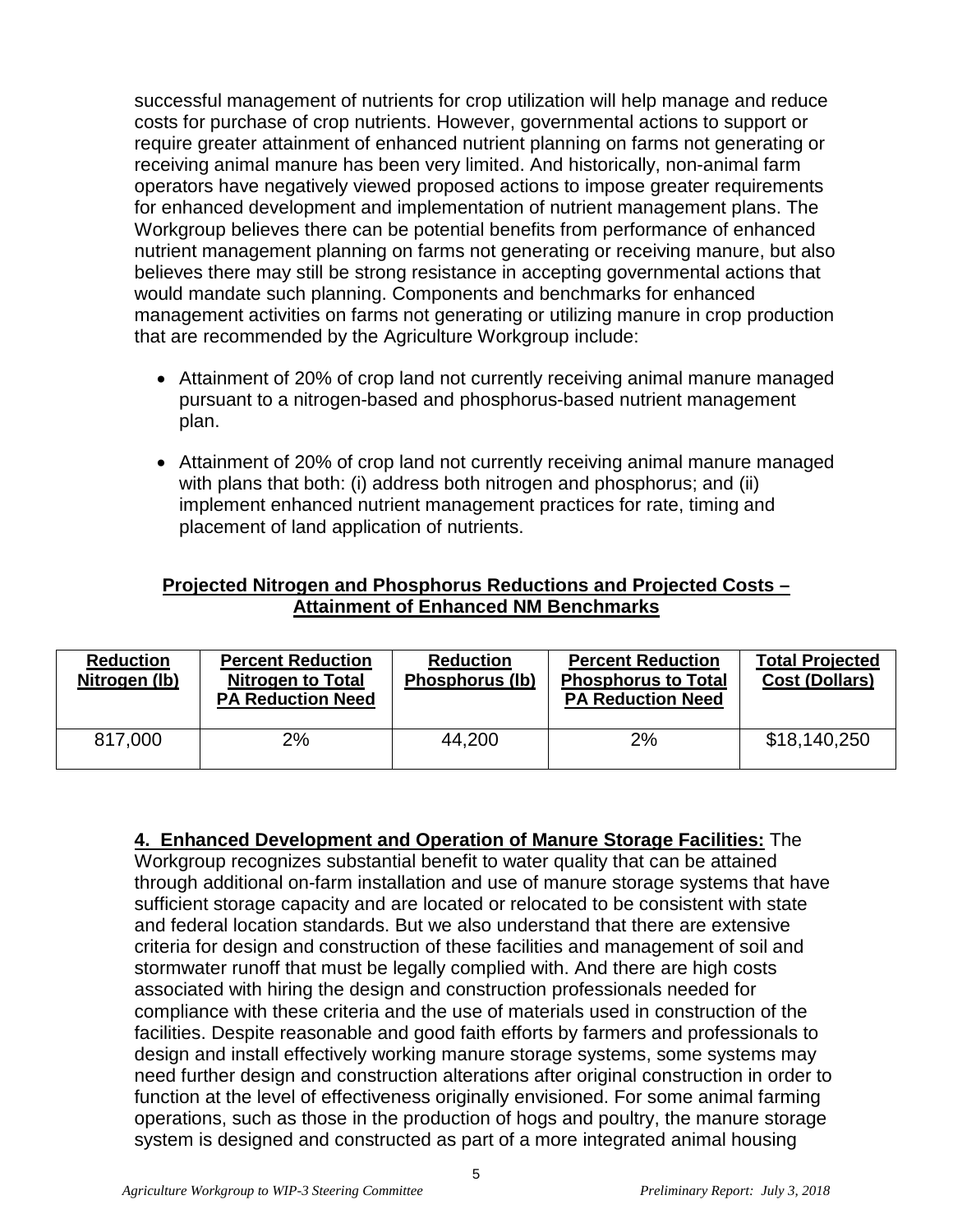successful management of nutrients for crop utilization will help manage and reduce costs for purchase of crop nutrients. However, governmental actions to support or require greater attainment of enhanced nutrient planning on farms not generating or receiving animal manure has been very limited. And historically, non-animal farm operators have negatively viewed proposed actions to impose greater requirements for enhanced development and implementation of nutrient management plans. The Workgroup believes there can be potential benefits from performance of enhanced nutrient management planning on farms not generating or receiving manure, but also believes there may still be strong resistance in accepting governmental actions that would mandate such planning. Components and benchmarks for enhanced management activities on farms not generating or utilizing manure in crop production that are recommended by the Agriculture Workgroup include:

- Attainment of 20% of crop land not currently receiving animal manure managed pursuant to a nitrogen-based and phosphorus-based nutrient management plan.
- Attainment of 20% of crop land not currently receiving animal manure managed with plans that both: (i) address both nitrogen and phosphorus; and (ii) implement enhanced nutrient management practices for rate, timing and placement of land application of nutrients.

**Projected Nitrogen and Phosphorus Reductions and Projected Costs – Attainment of Enhanced NM Benchmarks**

| Reduction Nitrogen (lb) | Percent Reduction Nitrogen to Total PA Reduction Need | Reduction Phosphorus (lb) | Percent Reduction Phosphorus to Total PA Reduction Need | Total Projected Cost (Dollars) |
|---|---|---|---|---|
| 817,000 | 2% | 44,200 | 2% | $18,140,250 |

**4. Enhanced Development and Operation of Manure Storage Facilities:** The Workgroup recognizes substantial benefit to water quality that can be attained through additional on-farm installation and use of manure storage systems that have sufficient storage capacity and are located or relocated to be consistent with state and federal location standards. But we also understand that there are extensive criteria for design and construction of these facilities and management of soil and stormwater runoff that must be legally complied with. And there are high costs associated with hiring the design and construction professionals needed for compliance with these criteria and the use of materials used in construction of the facilities. Despite reasonable and good faith efforts by farmers and professionals to design and install effectively working manure storage systems, some systems may need further design and construction alterations after original construction in order to function at the level of effectiveness originally envisioned. For some animal farming operations, such as those in the production of hogs and poultry, the manure storage system is designed and constructed as part of a more integrated animal housing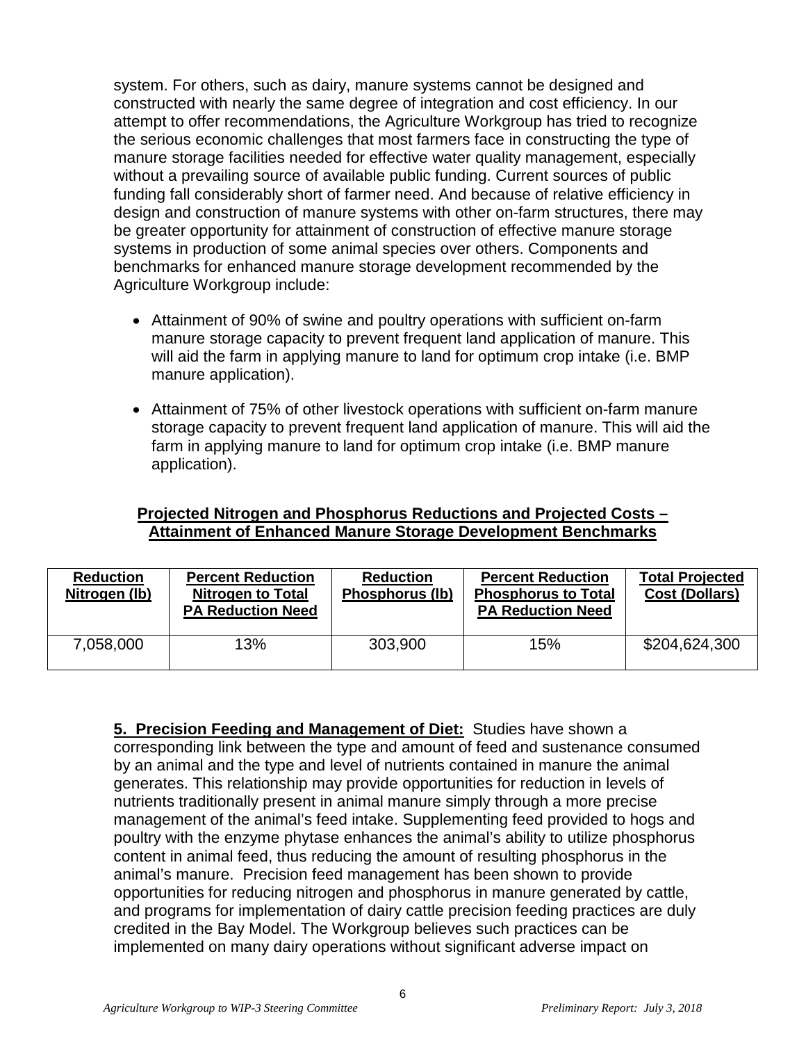system. For others, such as dairy, manure systems cannot be designed and constructed with nearly the same degree of integration and cost efficiency. In our attempt to offer recommendations, the Agriculture Workgroup has tried to recognize the serious economic challenges that most farmers face in constructing the type of manure storage facilities needed for effective water quality management, especially without a prevailing source of available public funding. Current sources of public funding fall considerably short of farmer need. And because of relative efficiency in design and construction of manure systems with other on-farm structures, there may be greater opportunity for attainment of construction of effective manure storage systems in production of some animal species over others. Components and benchmarks for enhanced manure storage development recommended by the Agriculture Workgroup include:

- Attainment of 90% of swine and poultry operations with sufficient on-farm manure storage capacity to prevent frequent land application of manure. This will aid the farm in applying manure to land for optimum crop intake (i.e. BMP manure application).

- Attainment of 75% of other livestock operations with sufficient on-farm manure storage capacity to prevent frequent land application of manure. This will aid the farm in applying manure to land for optimum crop intake (i.e. BMP manure application).

**Projected Nitrogen and Phosphorus Reductions and Projected Costs – Attainment of Enhanced Manure Storage Development Benchmarks**

| Reduction Nitrogen (lb) | Percent Reduction Nitrogen to Total PA Reduction Need | Reduction Phosphorus (lb) | Percent Reduction Phosphorus to Total PA Reduction Need | Total Projected Cost (Dollars) |
|---|---|---|---|---|
| 7,058,000 | 13% | 303,900 | 15% | $204,624,300 |

**5. Precision Feeding and Management of Diet:** Studies have shown a corresponding link between the type and amount of feed and sustenance consumed by an animal and the type and level of nutrients contained in manure the animal generates. This relationship may provide opportunities for reduction in levels of nutrients traditionally present in animal manure simply through a more precise management of the animal's feed intake. Supplementing feed provided to hogs and poultry with the enzyme phytase enhances the animal's ability to utilize phosphorus content in animal feed, thus reducing the amount of resulting phosphorus in the animal's manure. Precision feed management has been shown to provide opportunities for reducing nitrogen and phosphorus in manure generated by cattle, and programs for implementation of dairy cattle precision feeding practices are duly credited in the Bay Model. The Workgroup believes such practices can be implemented on many dairy operations without significant adverse impact on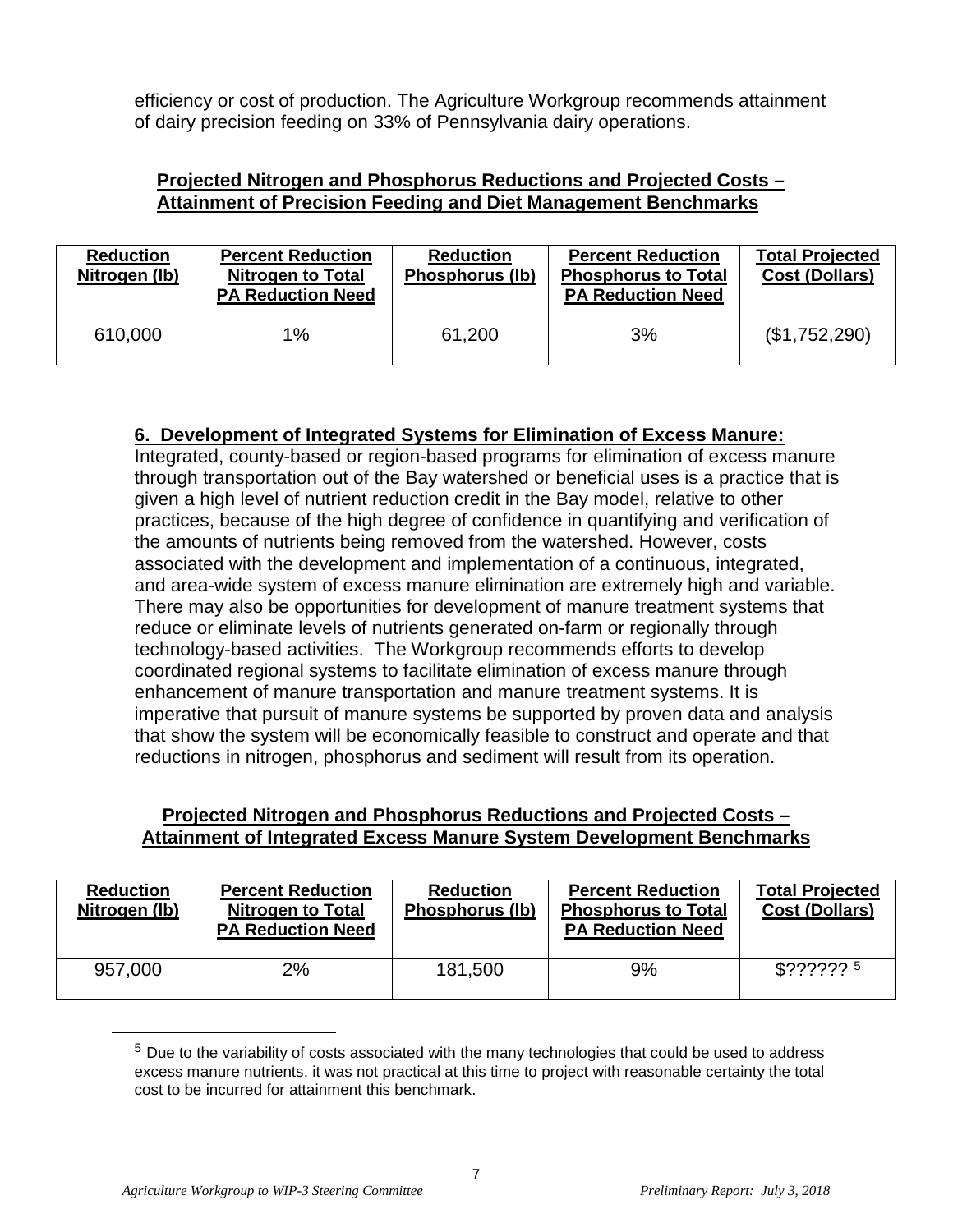efficiency or cost of production. The Agriculture Workgroup recommends attainment of dairy precision feeding on 33% of Pennsylvania dairy operations.

**Projected Nitrogen and Phosphorus Reductions and Projected Costs – Attainment of Precision Feeding and Diet Management Benchmarks**

| Reduction Nitrogen (lb) | Percent Reduction Nitrogen to Total PA Reduction Need | Reduction Phosphorus (lb) | Percent Reduction Phosphorus to Total PA Reduction Need | Total Projected Cost (Dollars) |
|---|---|---|---|---|
| 610,000 | 1% | 61,200 | 3% | ($1,752,290) |

**6. Development of Integrated Systems for Elimination of Excess Manure:**
Integrated, county-based or region-based programs for elimination of excess manure through transportation out of the Bay watershed or beneficial uses is a practice that is given a high level of nutrient reduction credit in the Bay model, relative to other practices, because of the high degree of confidence in quantifying and verification of the amounts of nutrients being removed from the watershed. However, costs associated with the development and implementation of a continuous, integrated, and area-wide system of excess manure elimination are extremely high and variable. There may also be opportunities for development of manure treatment systems that reduce or eliminate levels of nutrients generated on-farm or regionally through technology-based activities. The Workgroup recommends efforts to develop coordinated regional systems to facilitate elimination of excess manure through enhancement of manure transportation and manure treatment systems. It is imperative that pursuit of manure systems be supported by proven data and analysis that show the system will be economically feasible to construct and operate and that reductions in nitrogen, phosphorus and sediment will result from its operation.

**Projected Nitrogen and Phosphorus Reductions and Projected Costs – Attainment of Integrated Excess Manure System Development Benchmarks**

| Reduction Nitrogen (lb) | Percent Reduction Nitrogen to Total PA Reduction Need | Reduction Phosphorus (lb) | Percent Reduction Phosphorus to Total PA Reduction Need | Total Projected Cost (Dollars) |
|---|---|---|---|---|
| 957,000 | 2% | 181,500 | 9% | $?????? [5] |

[5] Due to the variability of costs associated with the many technologies that could be used to address excess manure nutrients, it was not practical at this time to project with reasonable certainty the total cost to be incurred for attainment this benchmark.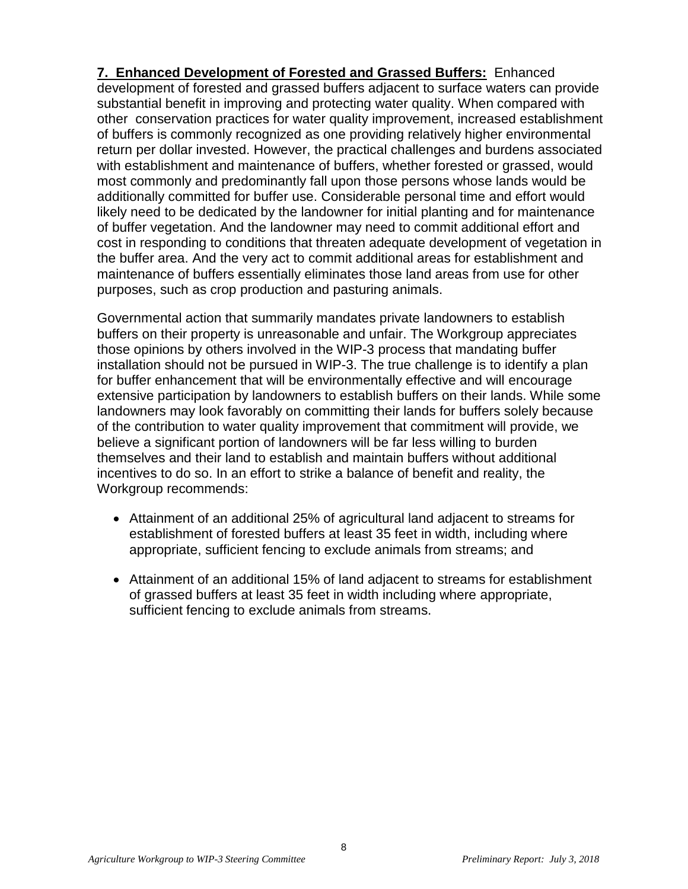**7. Enhanced Development of Forested and Grassed Buffers:** Enhanced development of forested and grassed buffers adjacent to surface waters can provide substantial benefit in improving and protecting water quality. When compared with other conservation practices for water quality improvement, increased establishment of buffers is commonly recognized as one providing relatively higher environmental return per dollar invested. However, the practical challenges and burdens associated with establishment and maintenance of buffers, whether forested or grassed, would most commonly and predominantly fall upon those persons whose lands would be additionally committed for buffer use. Considerable personal time and effort would likely need to be dedicated by the landowner for initial planting and for maintenance of buffer vegetation. And the landowner may need to commit additional effort and cost in responding to conditions that threaten adequate development of vegetation in the buffer area. And the very act to commit additional areas for establishment and maintenance of buffers essentially eliminates those land areas from use for other purposes, such as crop production and pasturing animals.

Governmental action that summarily mandates private landowners to establish buffers on their property is unreasonable and unfair. The Workgroup appreciates those opinions by others involved in the WIP-3 process that mandating buffer installation should not be pursued in WIP-3. The true challenge is to identify a plan for buffer enhancement that will be environmentally effective and will encourage extensive participation by landowners to establish buffers on their lands. While some landowners may look favorably on committing their lands for buffers solely because of the contribution to water quality improvement that commitment will provide, we believe a significant portion of landowners will be far less willing to burden themselves and their land to establish and maintain buffers without additional incentives to do so. In an effort to strike a balance of benefit and reality, the Workgroup recommends:

- Attainment of an additional 25% of agricultural land adjacent to streams for establishment of forested buffers at least 35 feet in width, including where appropriate, sufficient fencing to exclude animals from streams; and
- Attainment of an additional 15% of land adjacent to streams for establishment of grassed buffers at least 35 feet in width including where appropriate, sufficient fencing to exclude animals from streams.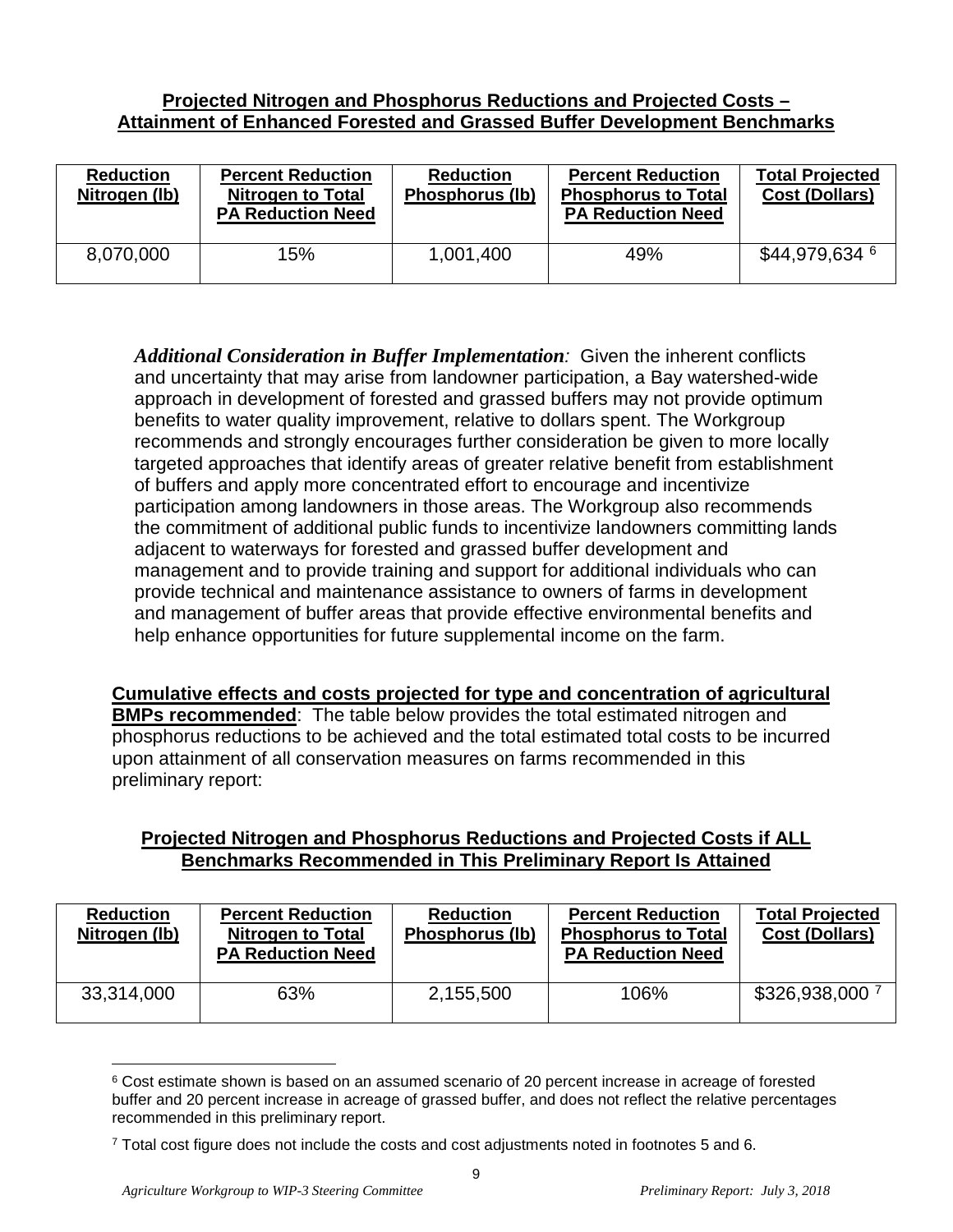**Projected Nitrogen and Phosphorus Reductions and Projected Costs – Attainment of Enhanced Forested and Grassed Buffer Development Benchmarks**

| Reduction Nitrogen (lb) | Percent Reduction Nitrogen to Total PA Reduction Need | Reduction Phosphorus (lb) | Percent Reduction Phosphorus to Total PA Reduction Need | Total Projected Cost (Dollars) |
|---|---|---|---|---|
| 8,070,000 | 15% | 1,001,400 | 49% | $44,979,634 [6] |

***Additional Consideration in Buffer Implementation**:* Given the inherent conflicts and uncertainty that may arise from landowner participation, a Bay watershed-wide approach in development of forested and grassed buffers may not provide optimum benefits to water quality improvement, relative to dollars spent. The Workgroup recommends and strongly encourages further consideration be given to more locally targeted approaches that identify areas of greater relative benefit from establishment of buffers and apply more concentrated effort to encourage and incentivize participation among landowners in those areas. The Workgroup also recommends the commitment of additional public funds to incentivize landowners committing lands adjacent to waterways for forested and grassed buffer development and management and to provide training and support for additional individuals who can provide technical and maintenance assistance to owners of farms in development and management of buffer areas that provide effective environmental benefits and help enhance opportunities for future supplemental income on the farm.

**Cumulative effects and costs projected for type and concentration of agricultural BMPs recommended**: The table below provides the total estimated nitrogen and phosphorus reductions to be achieved and the total estimated total costs to be incurred upon attainment of all conservation measures on farms recommended in this preliminary report:

**Projected Nitrogen and Phosphorus Reductions and Projected Costs if ALL Benchmarks Recommended in This Preliminary Report Is Attained**

| Reduction Nitrogen (lb) | Percent Reduction Nitrogen to Total PA Reduction Need | Reduction Phosphorus (lb) | Percent Reduction Phosphorus to Total PA Reduction Need | Total Projected Cost (Dollars) |
|---|---|---|---|---|
| 33,314,000 | 63% | 2,155,500 | 106% | $326,938,000 [7] |

[6] Cost estimate shown is based on an assumed scenario of 20 percent increase in acreage of forested buffer and 20 percent increase in acreage of grassed buffer, and does not reflect the relative percentages recommended in this preliminary report.

[7] Total cost figure does not include the costs and cost adjustments noted in footnotes 5 and 6.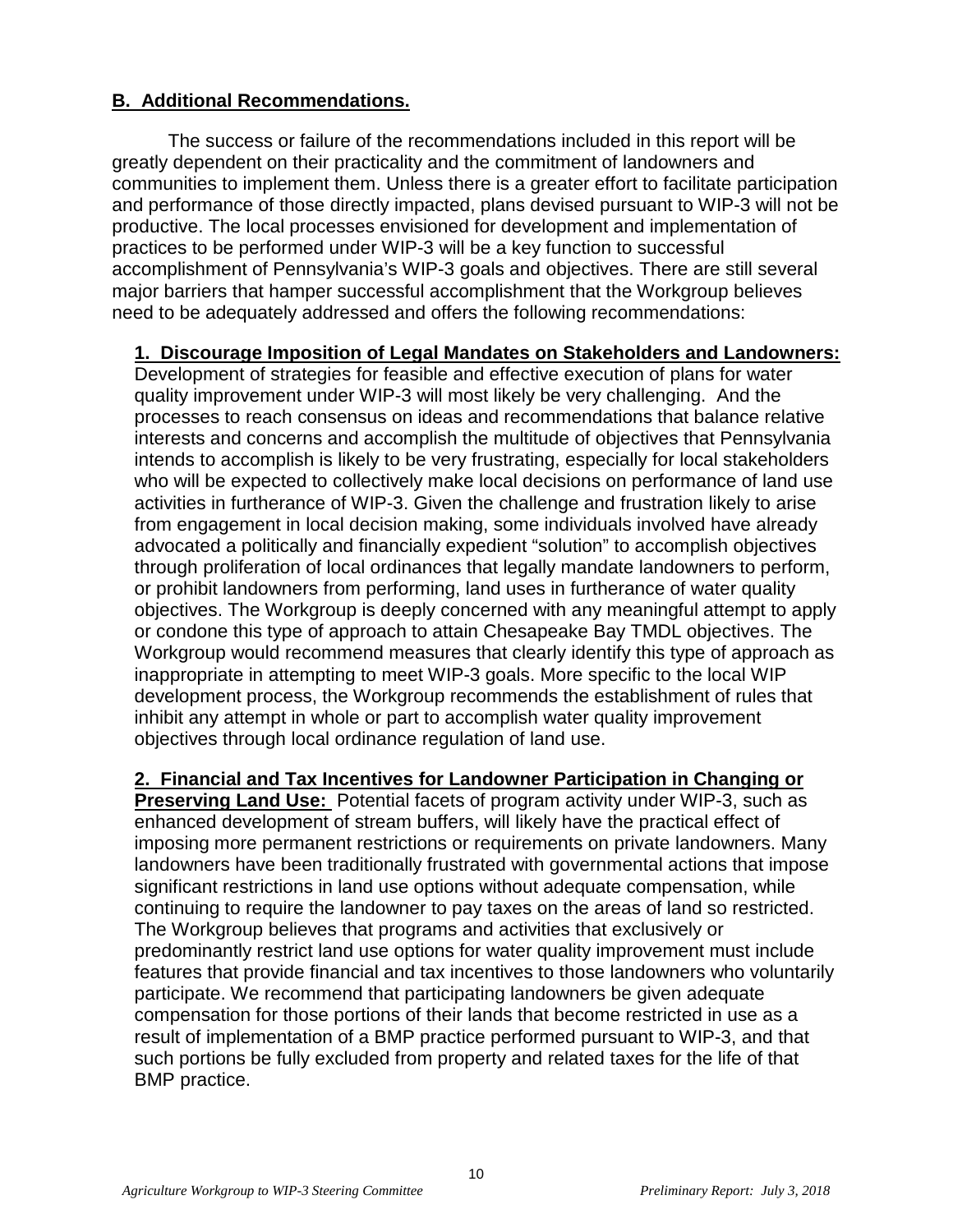## B. Additional Recommendations.

The success or failure of the recommendations included in this report will be greatly dependent on their practicality and the commitment of landowners and communities to implement them. Unless there is a greater effort to facilitate participation and performance of those directly impacted, plans devised pursuant to WIP-3 will not be productive. The local processes envisioned for development and implementation of practices to be performed under WIP-3 will be a key function to successful accomplishment of Pennsylvania's WIP-3 goals and objectives. There are still several major barriers that hamper successful accomplishment that the Workgroup believes need to be adequately addressed and offers the following recommendations:

**1. Discourage Imposition of Legal Mandates on Stakeholders and Landowners:** Development of strategies for feasible and effective execution of plans for water quality improvement under WIP-3 will most likely be very challenging. And the processes to reach consensus on ideas and recommendations that balance relative interests and concerns and accomplish the multitude of objectives that Pennsylvania intends to accomplish is likely to be very frustrating, especially for local stakeholders who will be expected to collectively make local decisions on performance of land use activities in furtherance of WIP-3. Given the challenge and frustration likely to arise from engagement in local decision making, some individuals involved have already advocated a politically and financially expedient "solution" to accomplish objectives through proliferation of local ordinances that legally mandate landowners to perform, or prohibit landowners from performing, land uses in furtherance of water quality objectives. The Workgroup is deeply concerned with any meaningful attempt to apply or condone this type of approach to attain Chesapeake Bay TMDL objectives. The Workgroup would recommend measures that clearly identify this type of approach as inappropriate in attempting to meet WIP-3 goals. More specific to the local WIP development process, the Workgroup recommends the establishment of rules that inhibit any attempt in whole or part to accomplish water quality improvement objectives through local ordinance regulation of land use.

**2. Financial and Tax Incentives for Landowner Participation in Changing or Preserving Land Use:** Potential facets of program activity under WIP-3, such as enhanced development of stream buffers, will likely have the practical effect of imposing more permanent restrictions or requirements on private landowners. Many landowners have been traditionally frustrated with governmental actions that impose significant restrictions in land use options without adequate compensation, while continuing to require the landowner to pay taxes on the areas of land so restricted. The Workgroup believes that programs and activities that exclusively or predominantly restrict land use options for water quality improvement must include features that provide financial and tax incentives to those landowners who voluntarily participate. We recommend that participating landowners be given adequate compensation for those portions of their lands that become restricted in use as a result of implementation of a BMP practice performed pursuant to WIP-3, and that such portions be fully excluded from property and related taxes for the life of that BMP practice.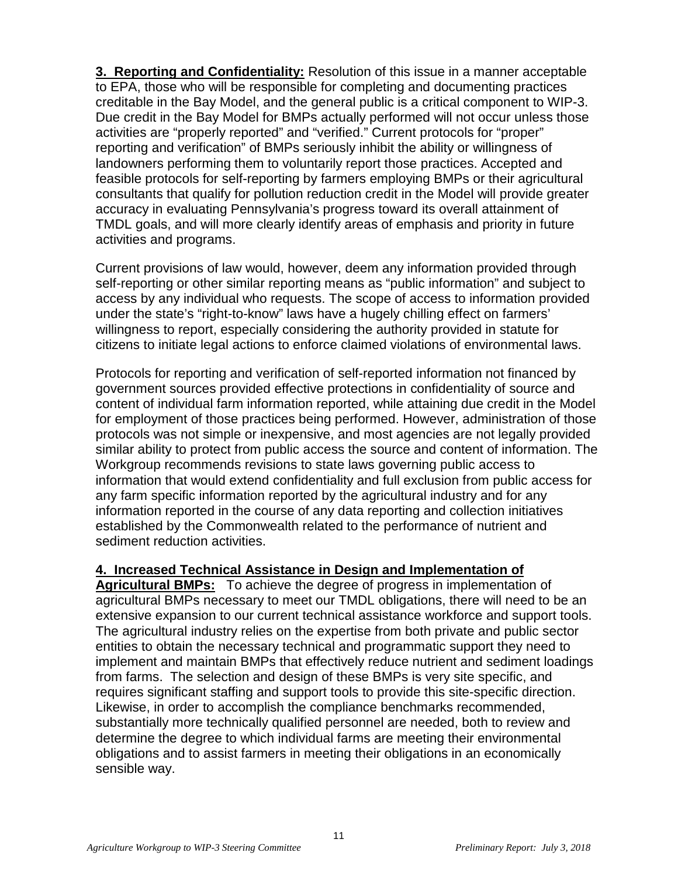**3. Reporting and Confidentiality:** Resolution of this issue in a manner acceptable to EPA, those who will be responsible for completing and documenting practices creditable in the Bay Model, and the general public is a critical component to WIP-3. Due credit in the Bay Model for BMPs actually performed will not occur unless those activities are "properly reported" and "verified." Current protocols for "proper" reporting and verification" of BMPs seriously inhibit the ability or willingness of landowners performing them to voluntarily report those practices. Accepted and feasible protocols for self-reporting by farmers employing BMPs or their agricultural consultants that qualify for pollution reduction credit in the Model will provide greater accuracy in evaluating Pennsylvania's progress toward its overall attainment of TMDL goals, and will more clearly identify areas of emphasis and priority in future activities and programs.

Current provisions of law would, however, deem any information provided through self-reporting or other similar reporting means as "public information" and subject to access by any individual who requests. The scope of access to information provided under the state's "right-to-know" laws have a hugely chilling effect on farmers' willingness to report, especially considering the authority provided in statute for citizens to initiate legal actions to enforce claimed violations of environmental laws.

Protocols for reporting and verification of self-reported information not financed by government sources provided effective protections in confidentiality of source and content of individual farm information reported, while attaining due credit in the Model for employment of those practices being performed. However, administration of those protocols was not simple or inexpensive, and most agencies are not legally provided similar ability to protect from public access the source and content of information. The Workgroup recommends revisions to state laws governing public access to information that would extend confidentiality and full exclusion from public access for any farm specific information reported by the agricultural industry and for any information reported in the course of any data reporting and collection initiatives established by the Commonwealth related to the performance of nutrient and sediment reduction activities.

**4. Increased Technical Assistance in Design and Implementation of Agricultural BMPs:** To achieve the degree of progress in implementation of agricultural BMPs necessary to meet our TMDL obligations, there will need to be an extensive expansion to our current technical assistance workforce and support tools. The agricultural industry relies on the expertise from both private and public sector entities to obtain the necessary technical and programmatic support they need to implement and maintain BMPs that effectively reduce nutrient and sediment loadings from farms. The selection and design of these BMPs is very site specific, and requires significant staffing and support tools to provide this site-specific direction. Likewise, in order to accomplish the compliance benchmarks recommended, substantially more technically qualified personnel are needed, both to review and determine the degree to which individual farms are meeting their environmental obligations and to assist farmers in meeting their obligations in an economically sensible way.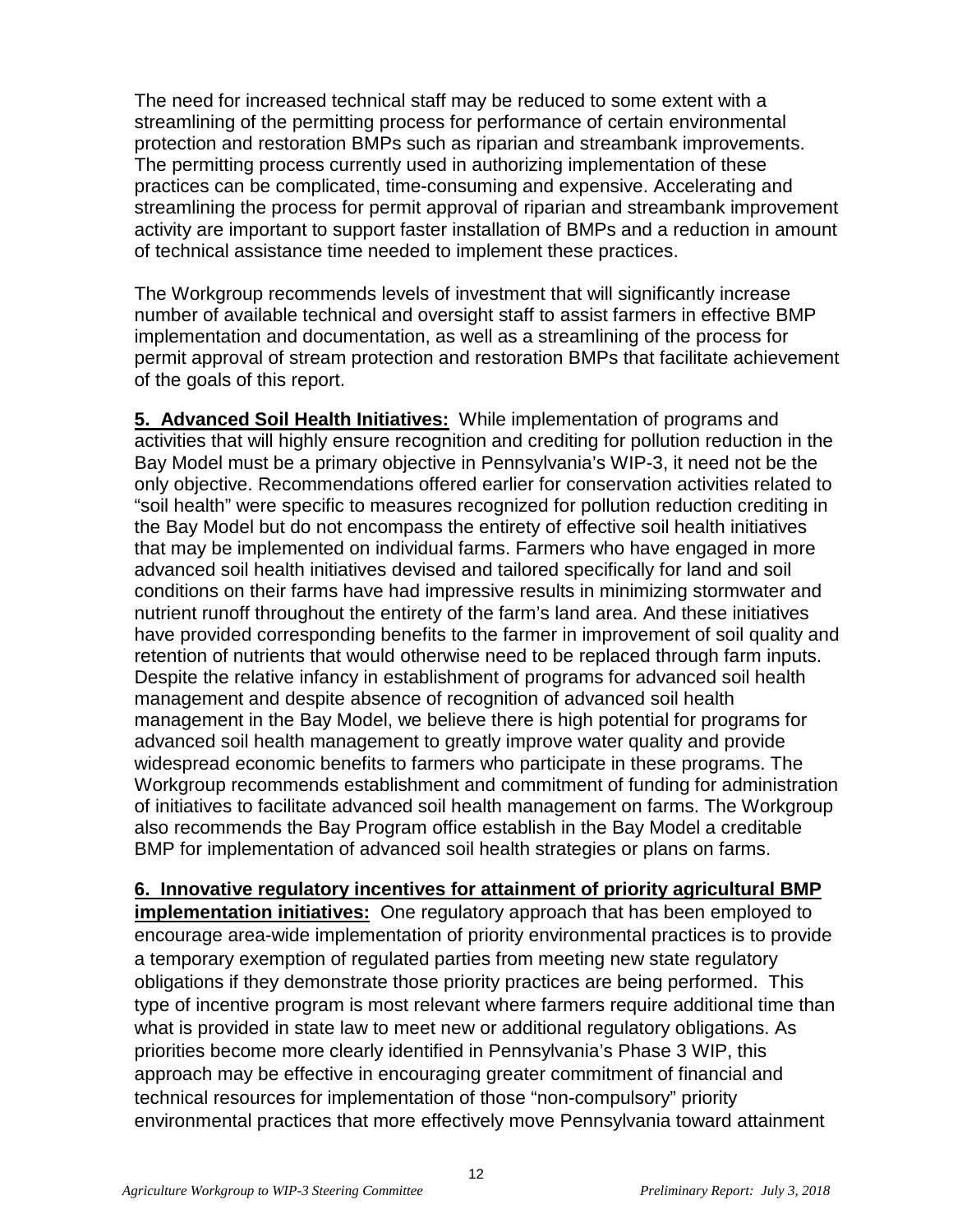The need for increased technical staff may be reduced to some extent with a streamlining of the permitting process for performance of certain environmental protection and restoration BMPs such as riparian and streambank improvements. The permitting process currently used in authorizing implementation of these practices can be complicated, time-consuming and expensive. Accelerating and streamlining the process for permit approval of riparian and streambank improvement activity are important to support faster installation of BMPs and a reduction in amount of technical assistance time needed to implement these practices.

The Workgroup recommends levels of investment that will significantly increase number of available technical and oversight staff to assist farmers in effective BMP implementation and documentation, as well as a streamlining of the process for permit approval of stream protection and restoration BMPs that facilitate achievement of the goals of this report.

**5. Advanced Soil Health Initiatives:** While implementation of programs and activities that will highly ensure recognition and crediting for pollution reduction in the Bay Model must be a primary objective in Pennsylvania's WIP-3, it need not be the only objective. Recommendations offered earlier for conservation activities related to "soil health" were specific to measures recognized for pollution reduction crediting in the Bay Model but do not encompass the entirety of effective soil health initiatives that may be implemented on individual farms. Farmers who have engaged in more advanced soil health initiatives devised and tailored specifically for land and soil conditions on their farms have had impressive results in minimizing stormwater and nutrient runoff throughout the entirety of the farm's land area. And these initiatives have provided corresponding benefits to the farmer in improvement of soil quality and retention of nutrients that would otherwise need to be replaced through farm inputs. Despite the relative infancy in establishment of programs for advanced soil health management and despite absence of recognition of advanced soil health management in the Bay Model, we believe there is high potential for programs for advanced soil health management to greatly improve water quality and provide widespread economic benefits to farmers who participate in these programs. The Workgroup recommends establishment and commitment of funding for administration of initiatives to facilitate advanced soil health management on farms. The Workgroup also recommends the Bay Program office establish in the Bay Model a creditable BMP for implementation of advanced soil health strategies or plans on farms.

**6. Innovative regulatory incentives for attainment of priority agricultural BMP implementation initiatives:** One regulatory approach that has been employed to encourage area-wide implementation of priority environmental practices is to provide a temporary exemption of regulated parties from meeting new state regulatory obligations if they demonstrate those priority practices are being performed. This type of incentive program is most relevant where farmers require additional time than what is provided in state law to meet new or additional regulatory obligations. As priorities become more clearly identified in Pennsylvania's Phase 3 WIP, this approach may be effective in encouraging greater commitment of financial and technical resources for implementation of those "non-compulsory" priority environmental practices that more effectively move Pennsylvania toward attainment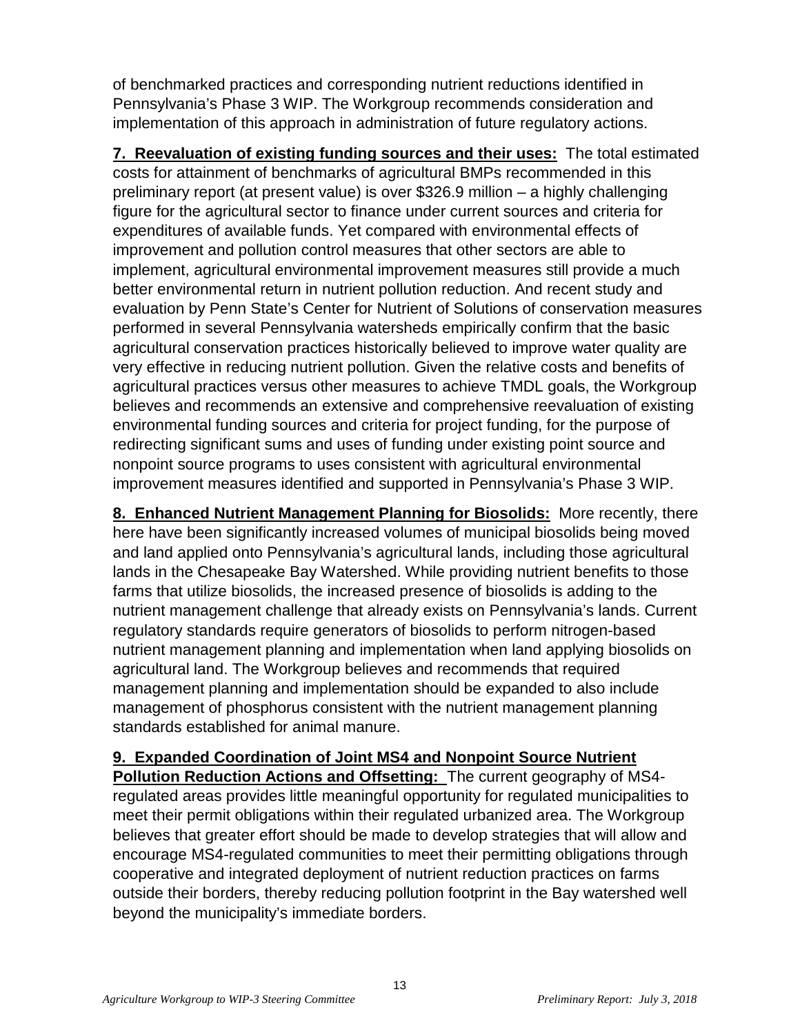of benchmarked practices and corresponding nutrient reductions identified in Pennsylvania's Phase 3 WIP. The Workgroup recommends consideration and implementation of this approach in administration of future regulatory actions.

**7. Reevaluation of existing funding sources and their uses:** The total estimated costs for attainment of benchmarks of agricultural BMPs recommended in this preliminary report (at present value) is over $326.9 million – a highly challenging figure for the agricultural sector to finance under current sources and criteria for expenditures of available funds. Yet compared with environmental effects of improvement and pollution control measures that other sectors are able to implement, agricultural environmental improvement measures still provide a much better environmental return in nutrient pollution reduction. And recent study and evaluation by Penn State's Center for Nutrient of Solutions of conservation measures performed in several Pennsylvania watersheds empirically confirm that the basic agricultural conservation practices historically believed to improve water quality are very effective in reducing nutrient pollution. Given the relative costs and benefits of agricultural practices versus other measures to achieve TMDL goals, the Workgroup believes and recommends an extensive and comprehensive reevaluation of existing environmental funding sources and criteria for project funding, for the purpose of redirecting significant sums and uses of funding under existing point source and nonpoint source programs to uses consistent with agricultural environmental improvement measures identified and supported in Pennsylvania's Phase 3 WIP.

**8. Enhanced Nutrient Management Planning for Biosolids:** More recently, there here have been significantly increased volumes of municipal biosolids being moved and land applied onto Pennsylvania's agricultural lands, including those agricultural lands in the Chesapeake Bay Watershed. While providing nutrient benefits to those farms that utilize biosolids, the increased presence of biosolids is adding to the nutrient management challenge that already exists on Pennsylvania's lands. Current regulatory standards require generators of biosolids to perform nitrogen-based nutrient management planning and implementation when land applying biosolids on agricultural land. The Workgroup believes and recommends that required management planning and implementation should be expanded to also include management of phosphorus consistent with the nutrient management planning standards established for animal manure.

**9. Expanded Coordination of Joint MS4 and Nonpoint Source Nutrient Pollution Reduction Actions and Offsetting:** The current geography of MS4-regulated areas provides little meaningful opportunity for regulated municipalities to meet their permit obligations within their regulated urbanized area. The Workgroup believes that greater effort should be made to develop strategies that will allow and encourage MS4-regulated communities to meet their permitting obligations through cooperative and integrated deployment of nutrient reduction practices on farms outside their borders, thereby reducing pollution footprint in the Bay watershed well beyond the municipality's immediate borders.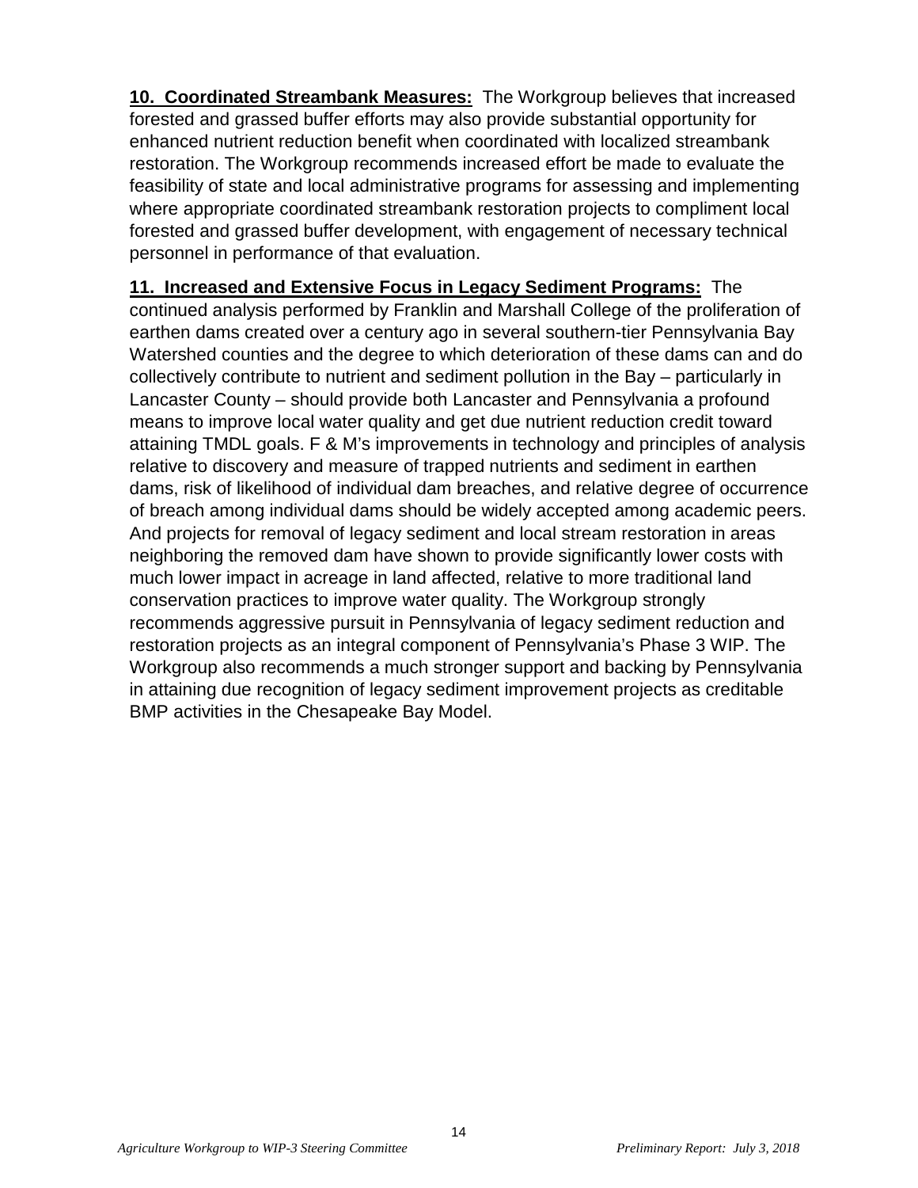**10. Coordinated Streambank Measures:** The Workgroup believes that increased forested and grassed buffer efforts may also provide substantial opportunity for enhanced nutrient reduction benefit when coordinated with localized streambank restoration. The Workgroup recommends increased effort be made to evaluate the feasibility of state and local administrative programs for assessing and implementing where appropriate coordinated streambank restoration projects to compliment local forested and grassed buffer development, with engagement of necessary technical personnel in performance of that evaluation.

**11. Increased and Extensive Focus in Legacy Sediment Programs:** The continued analysis performed by Franklin and Marshall College of the proliferation of earthen dams created over a century ago in several southern-tier Pennsylvania Bay Watershed counties and the degree to which deterioration of these dams can and do collectively contribute to nutrient and sediment pollution in the Bay – particularly in Lancaster County – should provide both Lancaster and Pennsylvania a profound means to improve local water quality and get due nutrient reduction credit toward attaining TMDL goals. F & M's improvements in technology and principles of analysis relative to discovery and measure of trapped nutrients and sediment in earthen dams, risk of likelihood of individual dam breaches, and relative degree of occurrence of breach among individual dams should be widely accepted among academic peers. And projects for removal of legacy sediment and local stream restoration in areas neighboring the removed dam have shown to provide significantly lower costs with much lower impact in acreage in land affected, relative to more traditional land conservation practices to improve water quality. The Workgroup strongly recommends aggressive pursuit in Pennsylvania of legacy sediment reduction and restoration projects as an integral component of Pennsylvania's Phase 3 WIP. The Workgroup also recommends a much stronger support and backing by Pennsylvania in attaining due recognition of legacy sediment improvement projects as creditable BMP activities in the Chesapeake Bay Model.